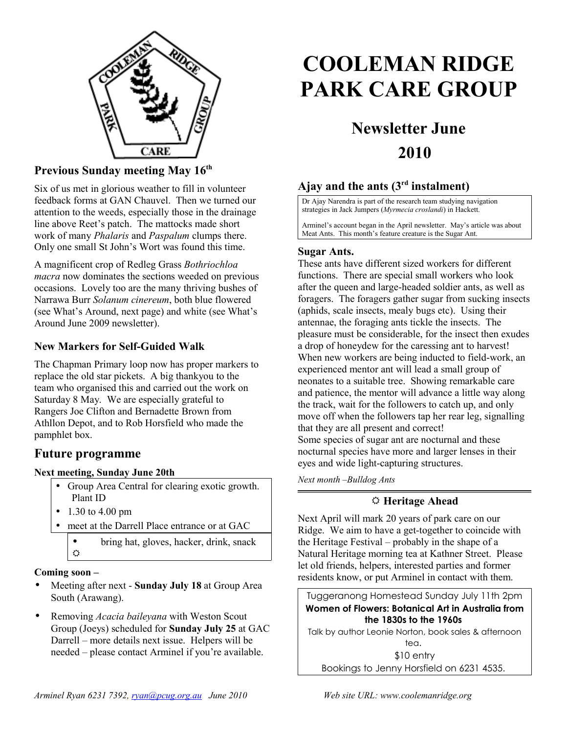# COOLEMAN RIDGE PARK CARE GROUP

## Newsletter June 2010

### Previous Sunday meeting May 16th

Six of us met in glorious weather to fill in volunteer feedback forms at GAN Chauvel. Then we turned our attention to the weeds, especially those in the drainage line above Reet's patch. The mattocks made short work of many *Phalaris* and *Paspalum* clumps there. Only one small St John's Wort was found this time.

A magnificent crop of Redleg Grass *Bothriochloa macra* now dominates the sections weeded on previous occasions. Lovely too are the many thriving bushes of Narrawa Burr *Solanum cinereum*, both blue flowered (see What's Around, next page) and white (see What's Around June 2009 newsletter).

### New Markers for Self-Guided Walk

The Chapman Primary loop now has proper markers to replace the old star pickets. A big thankyou to the team who organised this and carried out the work on Saturday 8 May. We are especially grateful to Rangers Joe Clifton and Bernadette Brown from Athllon Depot, and to Rob Horsfield who made the pamphlet box.

## Future programme

**Next meeting, Sunday June 20th**

- Group Area Central for clearing exotic growth. Plant ID
- 1.30 to 4.00 pm
- meet at the Darrell Place entrance or at GAC
- bring hat, gloves, hacker, drink, snack ☼

**Coming soon –**

- Meeting after next - **Sunday July 18** at Group Area South (Arawang).
- Removing *Acacia baileyana* with Weston Scout Group (Joeys) scheduled for **Sunday July 25** at GAC Darrell – more details next issue. Helpers will be needed – please contact Arminel if you're available.

### Ajay and the ants (3rd instalment)

Dr Ajay Narendra is part of the research team studying navigation strategies in Jack Jumpers (*Myrmecia croslandi*) in Hackett.

Arminel's account began in the April newsletter. May's article was about Meat Ants. This month's feature creature is the Sugar Ant.

**Sugar Ants.**

These ants have different sized workers for different functions. There are special small workers who look after the queen and large-headed soldier ants, as well as foragers. The foragers gather sugar from sucking insects (aphids, scale insects, mealy bugs etc). Using their antennae, the foraging ants tickle the insects. The pleasure must be considerable, for the insect then exudes a drop of honeydew for the caressing ant to harvest! When new workers are being inducted to field-work, an experienced mentor ant will lead a small group of neonates to a suitable tree. Showing remarkable care and patience, the mentor will advance a little way along the track, wait for the followers to catch up, and only move off when the followers tap her rear leg, signalling that they are all present and correct!
Some species of sugar ant are nocturnal and these nocturnal species have more and larger lenses in their eyes and wide light-capturing structures.

*Next month –Bulldog Ants*

### ☼ Heritage Ahead

Next April will mark 20 years of park care on our Ridge. We aim to have a get-together to coincide with the Heritage Festival – probably in the shape of a Natural Heritage morning tea at Kathner Street. Please let old friends, helpers, interested parties and former residents know, or put Arminel in contact with them.

Tuggeranong Homestead Sunday July 11th 2pm
**Women of Flowers: Botanical Art in Australia from the 1830s to the 1960s**
Talk by author Leonie Norton, book sales & afternoon tea.
$10 entry
Bookings to Jenny Horsfield on 6231 4535.

*Arminel Ryan 6231 7392, ryan@pcug.org.au June 2010*

*Web site URL: www.coolemanridge.org*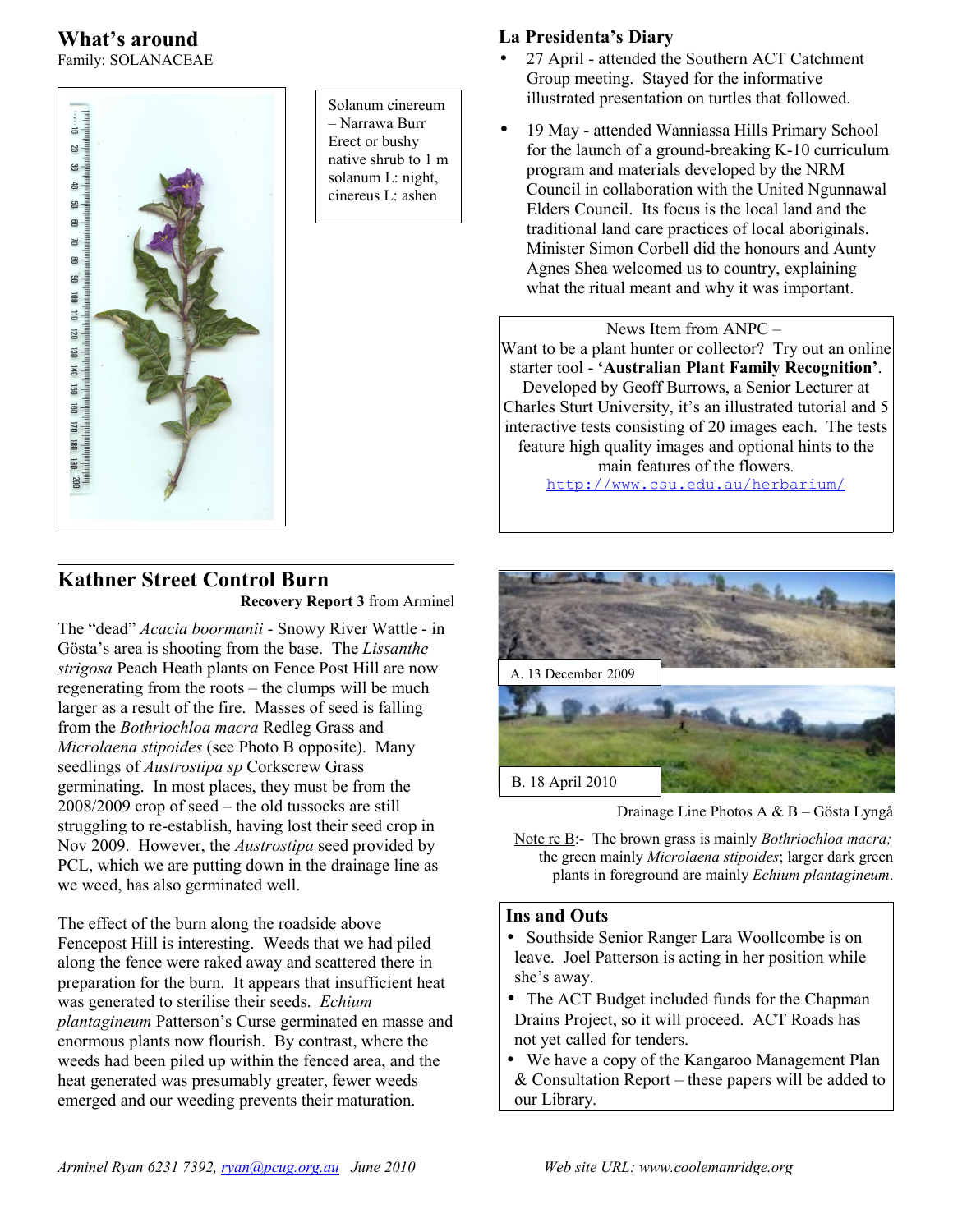## What's around

Family: SOLANACEAE

Solanum cinereum – Narrawa Burr
Erect or bushy native shrub to 1 m
solanum L: night, cinereus L: ashen

## La Presidenta's Diary

- 27 April - attended the Southern ACT Catchment Group meeting. Stayed for the informative illustrated presentation on turtles that followed.
- 19 May - attended Wanniassa Hills Primary School for the launch of a ground-breaking K-10 curriculum program and materials developed by the NRM Council in collaboration with the United Ngunnawal Elders Council. Its focus is the local land and the traditional land care practices of local aboriginals. Minister Simon Corbell did the honours and Aunty Agnes Shea welcomed us to country, explaining what the ritual meant and why it was important.

News Item from ANPC –
Want to be a plant hunter or collector? Try out an online starter tool - **'Australian Plant Family Recognition'**. Developed by Geoff Burrows, a Senior Lecturer at Charles Sturt University, it's an illustrated tutorial and 5 interactive tests consisting of 20 images each. The tests feature high quality images and optional hints to the main features of the flowers.
http://www.csu.edu.au/herbarium/

## Kathner Street Control Burn

**Recovery Report 3** from Arminel

The "dead" *Acacia boormanii* - Snowy River Wattle - in Gösta's area is shooting from the base. The *Lissanthe strigosa* Peach Heath plants on Fence Post Hill are now regenerating from the roots – the clumps will be much larger as a result of the fire. Masses of seed is falling from the *Bothriochloa macra* Redleg Grass and *Microlaena stipoides* (see Photo B opposite). Many seedlings of *Austrostipa sp* Corkscrew Grass germinating. In most places, they must be from the 2008/2009 crop of seed – the old tussocks are still struggling to re-establish, having lost their seed crop in Nov 2009. However, the *Austrostipa* seed provided by PCL, which we are putting down in the drainage line as we weed, has also germinated well.

The effect of the burn along the roadside above Fencepost Hill is interesting. Weeds that we had piled along the fence were raked away and scattered there in preparation for the burn. It appears that insufficient heat was generated to sterilise their seeds. *Echium plantagineum* Patterson's Curse germinated en masse and enormous plants now flourish. By contrast, where the weeds had been piled up within the fenced area, and the heat generated was presumably greater, fewer weeds emerged and our weeding prevents their maturation.

A. 13 December 2009

B. 18 April 2010

Drainage Line Photos A & B – Gösta Lyngå

Note re B:- The brown grass is mainly *Bothriochloa macra;* the green mainly *Microlaena stipoides*; larger dark green plants in foreground are mainly *Echium plantagineum*.

## Ins and Outs

- Southside Senior Ranger Lara Woollcombe is on leave. Joel Patterson is acting in her position while she's away.
- The ACT Budget included funds for the Chapman Drains Project, so it will proceed. ACT Roads has not yet called for tenders.
- We have a copy of the Kangaroo Management Plan & Consultation Report – these papers will be added to our Library.

*Arminel Ryan 6231 7392, ryan@pcug.org.au June 2010* *Web site URL: www.coolemanridge.org*